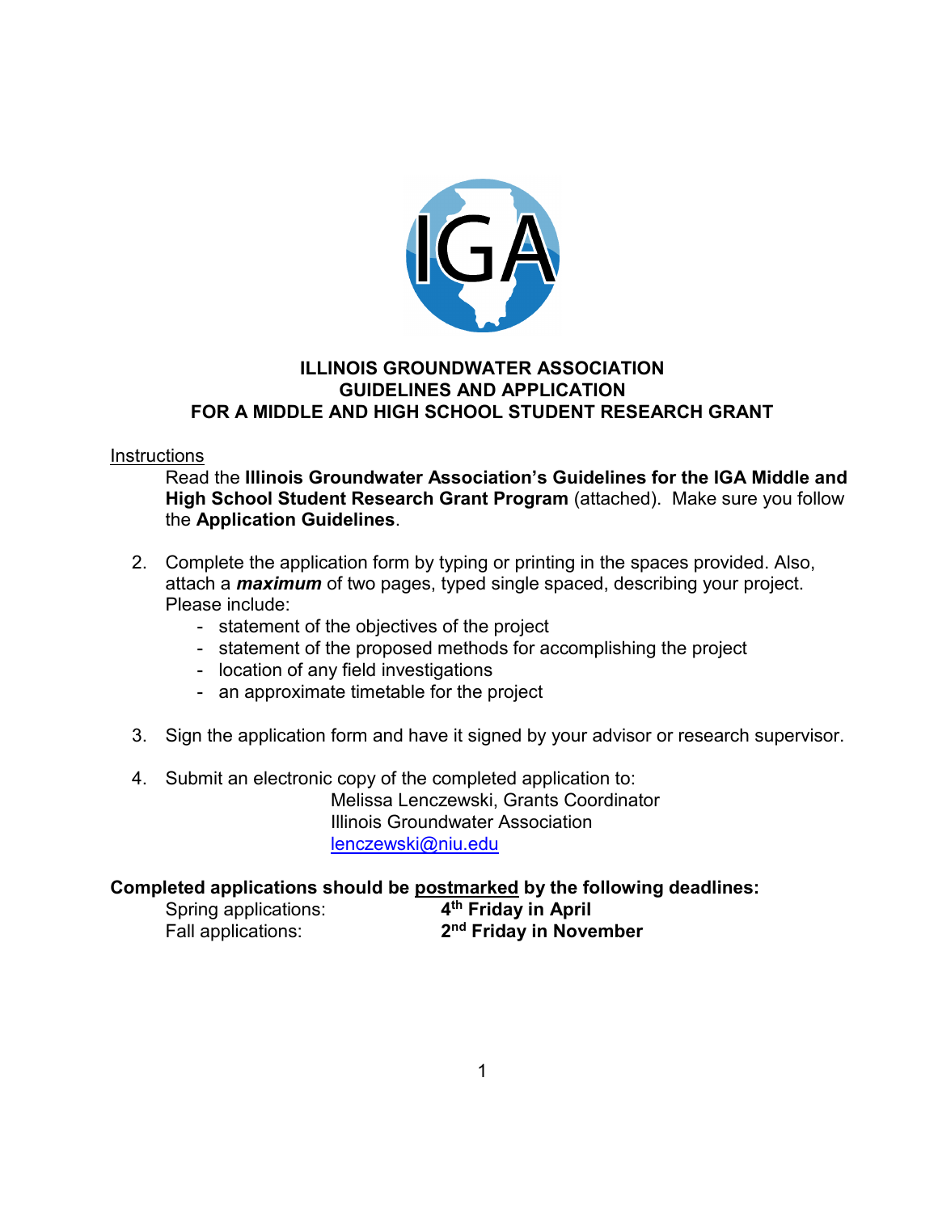# ILLINOIS GROUNDWATER ASSOCIATION
# GUIDELINES AND APPLICATION
# FOR A MIDDLE AND HIGH SCHOOL STUDENT RESEARCH GRANT

Instructions

Read the **Illinois Groundwater Association's Guidelines for the IGA Middle and High School Student Research Grant Program** (attached). Make sure you follow the **Application Guidelines**.

2. Complete the application form by typing or printing in the spaces provided. Also, attach a ***maximum*** of two pages, typed single spaced, describing your project. Please include:
   - statement of the objectives of the project
   - statement of the proposed methods for accomplishing the project
   - location of any field investigations
   - an approximate timetable for the project

3. Sign the application form and have it signed by your advisor or research supervisor.

4. Submit an electronic copy of the completed application to:
   Melissa Lenczewski, Grants Coordinator
   Illinois Groundwater Association
   lenczewski@niu.edu

**Completed applications should be postmarked by the following deadlines:**

Spring applications: **4th Friday in April**
Fall applications: **2nd Friday in November**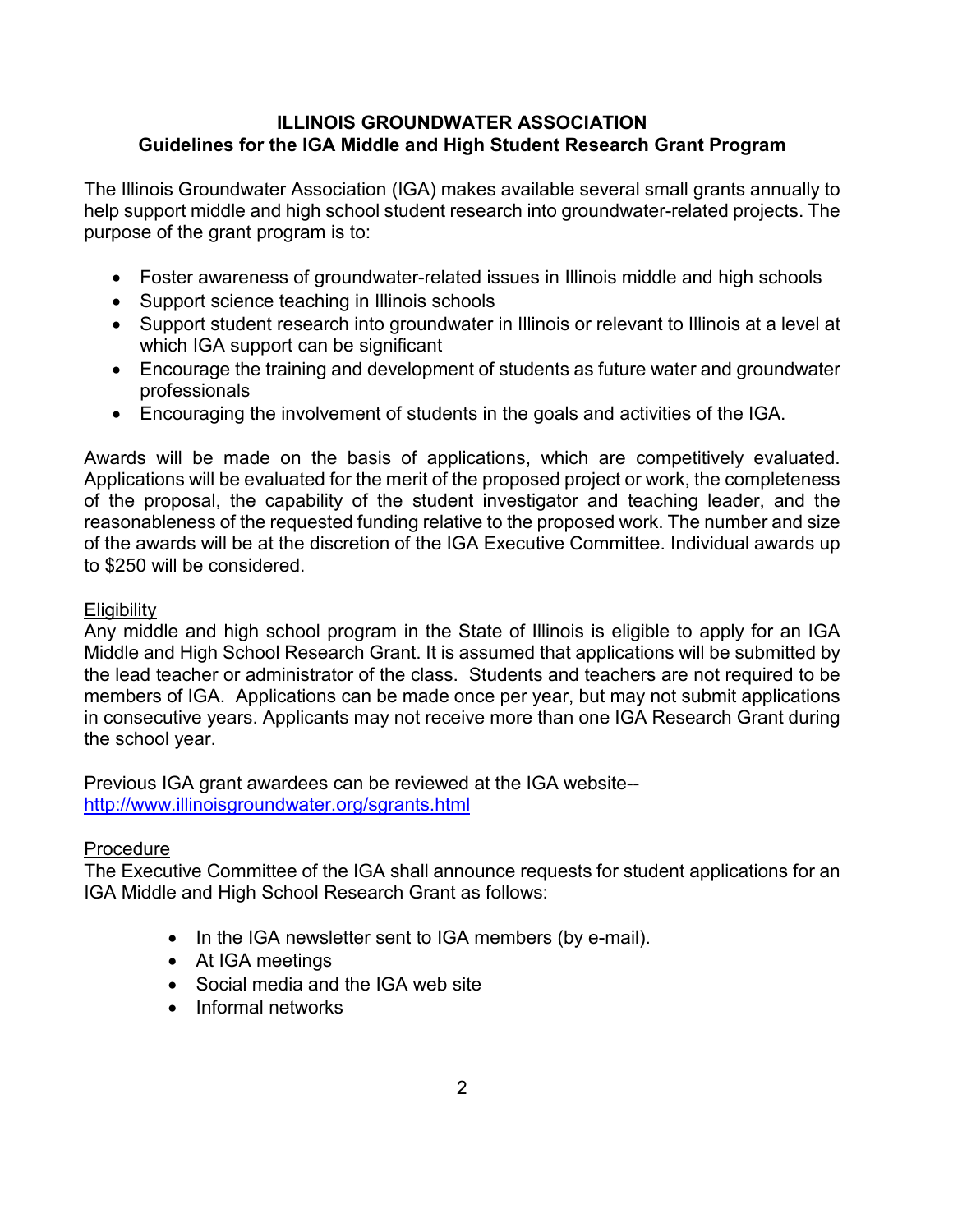**ILLINOIS GROUNDWATER ASSOCIATION**
**Guidelines for the IGA Middle and High Student Research Grant Program**

The Illinois Groundwater Association (IGA) makes available several small grants annually to help support middle and high school student research into groundwater-related projects. The purpose of the grant program is to:

- Foster awareness of groundwater-related issues in Illinois middle and high schools
- Support science teaching in Illinois schools
- Support student research into groundwater in Illinois or relevant to Illinois at a level at which IGA support can be significant
- Encourage the training and development of students as future water and groundwater professionals
- Encouraging the involvement of students in the goals and activities of the IGA.

Awards will be made on the basis of applications, which are competitively evaluated. Applications will be evaluated for the merit of the proposed project or work, the completeness of the proposal, the capability of the student investigator and teaching leader, and the reasonableness of the requested funding relative to the proposed work. The number and size of the awards will be at the discretion of the IGA Executive Committee. Individual awards up to $250 will be considered.

Eligibility

Any middle and high school program in the State of Illinois is eligible to apply for an IGA Middle and High School Research Grant. It is assumed that applications will be submitted by the lead teacher or administrator of the class. Students and teachers are not required to be members of IGA. Applications can be made once per year, but may not submit applications in consecutive years. Applicants may not receive more than one IGA Research Grant during the school year.

Previous IGA grant awardees can be reviewed at the IGA website--
http://www.illinoisgroundwater.org/sgrants.html

Procedure

The Executive Committee of the IGA shall announce requests for student applications for an IGA Middle and High School Research Grant as follows:

- In the IGA newsletter sent to IGA members (by e-mail).
- At IGA meetings
- Social media and the IGA web site
- Informal networks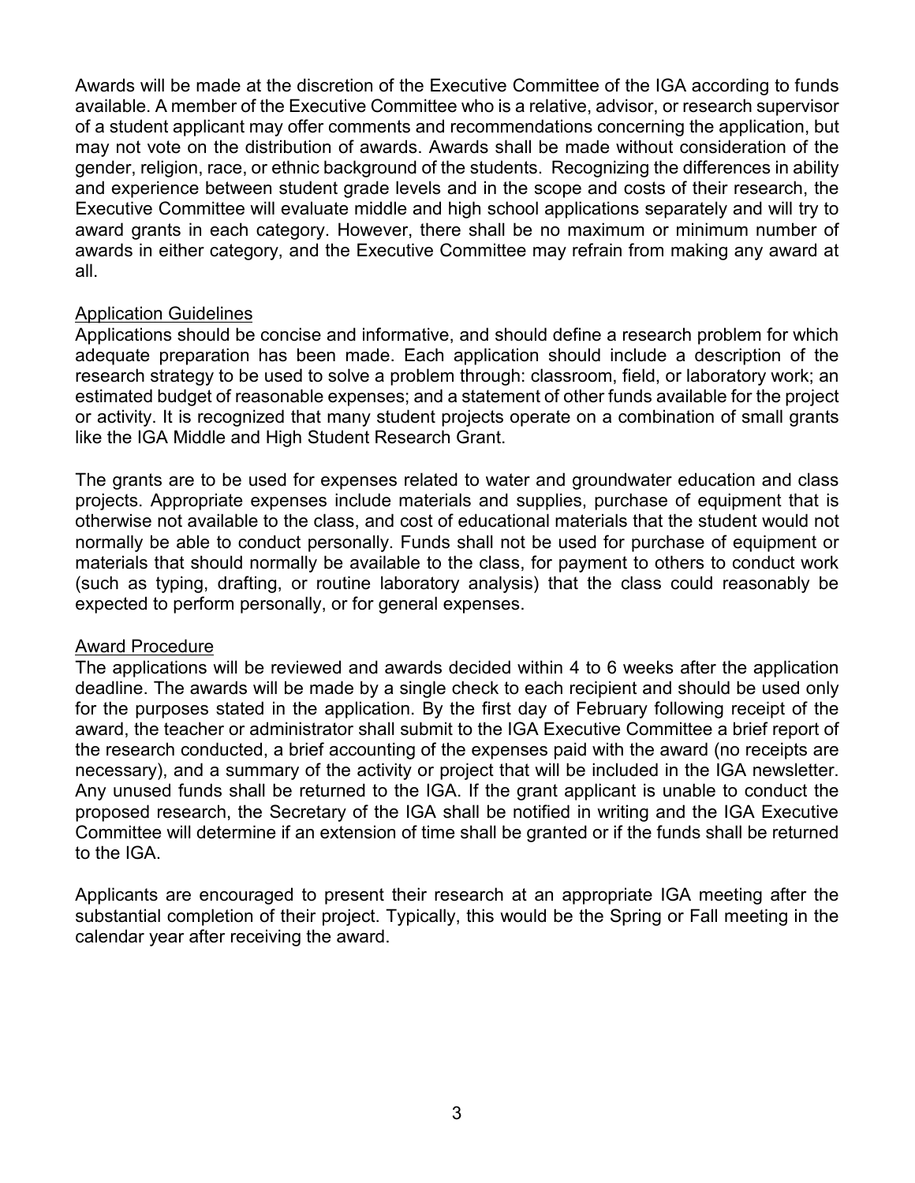Awards will be made at the discretion of the Executive Committee of the IGA according to funds available. A member of the Executive Committee who is a relative, advisor, or research supervisor of a student applicant may offer comments and recommendations concerning the application, but may not vote on the distribution of awards. Awards shall be made without consideration of the gender, religion, race, or ethnic background of the students. Recognizing the differences in ability and experience between student grade levels and in the scope and costs of their research, the Executive Committee will evaluate middle and high school applications separately and will try to award grants in each category. However, there shall be no maximum or minimum number of awards in either category, and the Executive Committee may refrain from making any award at all.

## Application Guidelines

Applications should be concise and informative, and should define a research problem for which adequate preparation has been made. Each application should include a description of the research strategy to be used to solve a problem through: classroom, field, or laboratory work; an estimated budget of reasonable expenses; and a statement of other funds available for the project or activity. It is recognized that many student projects operate on a combination of small grants like the IGA Middle and High Student Research Grant.

The grants are to be used for expenses related to water and groundwater education and class projects. Appropriate expenses include materials and supplies, purchase of equipment that is otherwise not available to the class, and cost of educational materials that the student would not normally be able to conduct personally. Funds shall not be used for purchase of equipment or materials that should normally be available to the class, for payment to others to conduct work (such as typing, drafting, or routine laboratory analysis) that the class could reasonably be expected to perform personally, or for general expenses.

## Award Procedure

The applications will be reviewed and awards decided within 4 to 6 weeks after the application deadline. The awards will be made by a single check to each recipient and should be used only for the purposes stated in the application. By the first day of February following receipt of the award, the teacher or administrator shall submit to the IGA Executive Committee a brief report of the research conducted, a brief accounting of the expenses paid with the award (no receipts are necessary), and a summary of the activity or project that will be included in the IGA newsletter. Any unused funds shall be returned to the IGA. If the grant applicant is unable to conduct the proposed research, the Secretary of the IGA shall be notified in writing and the IGA Executive Committee will determine if an extension of time shall be granted or if the funds shall be returned to the IGA.

Applicants are encouraged to present their research at an appropriate IGA meeting after the substantial completion of their project. Typically, this would be the Spring or Fall meeting in the calendar year after receiving the award.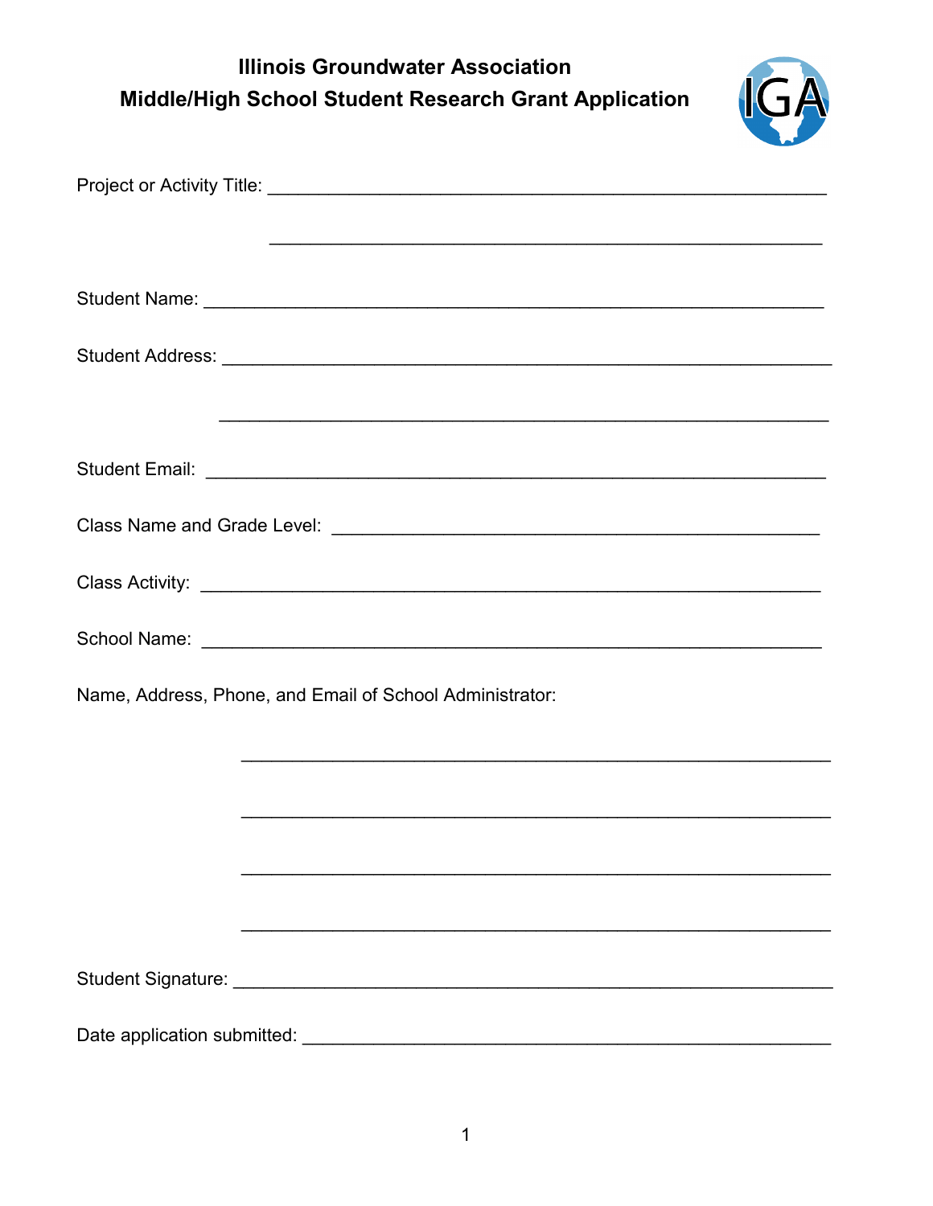**Illinois Groundwater Association**

**Middle/High School Student Research Grant Application**

Project or Activity Title: ______________________________________________________

______________________________________________________

Student Name: ______________________________________________________________

Student Address: ____________________________________________________________

____________________________________________________________

Student Email: ______________________________________________________________

Class Name and Grade Level: _________________________________________________

Class Activity: ______________________________________________________________

School Name: _______________________________________________________________

Name, Address, Phone, and Email of School Administrator:

_________________________________________________________

_________________________________________________________

_________________________________________________________

_________________________________________________________

Student Signature: ___________________________________________________________

Date application submitted: ___________________________________________________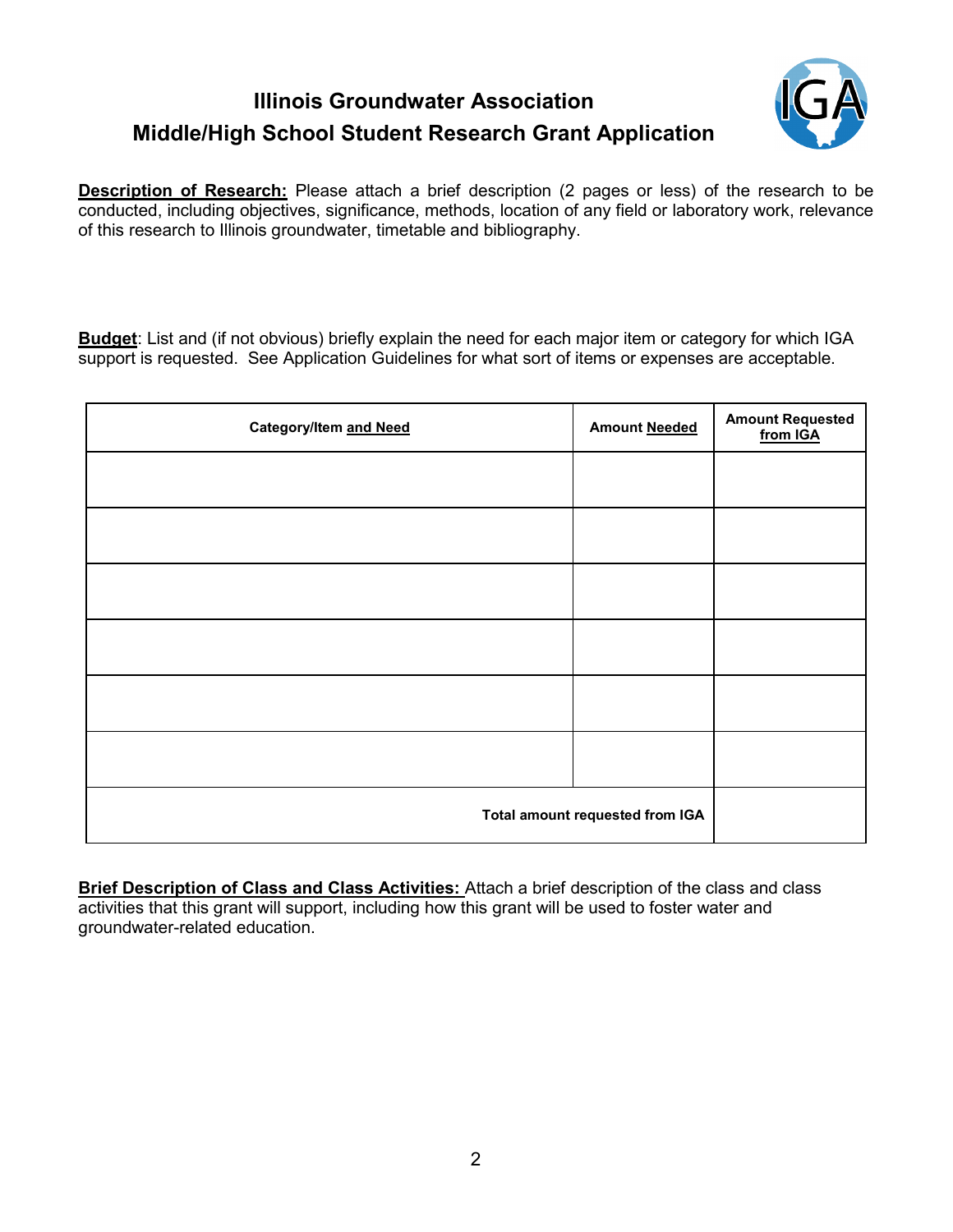# Illinois Groundwater Association
## Middle/High School Student Research Grant Application

**Description of Research:** Please attach a brief description (2 pages or less) of the research to be conducted, including objectives, significance, methods, location of any field or laboratory work, relevance of this research to Illinois groundwater, timetable and bibliography.

**Budget**: List and (if not obvious) briefly explain the need for each major item or category for which IGA support is requested. See Application Guidelines for what sort of items or expenses are acceptable.

| Category/Item and Need | Amount Needed | Amount Requested from IGA |
|---|---|---|
| | | |
| | | |
| | | |
| | | |
| | | |
| | | |
| **Total amount requested from IGA** | | |

**Brief Description of Class and Class Activities:** Attach a brief description of the class and class activities that this grant will support, including how this grant will be used to foster water and groundwater-related education.